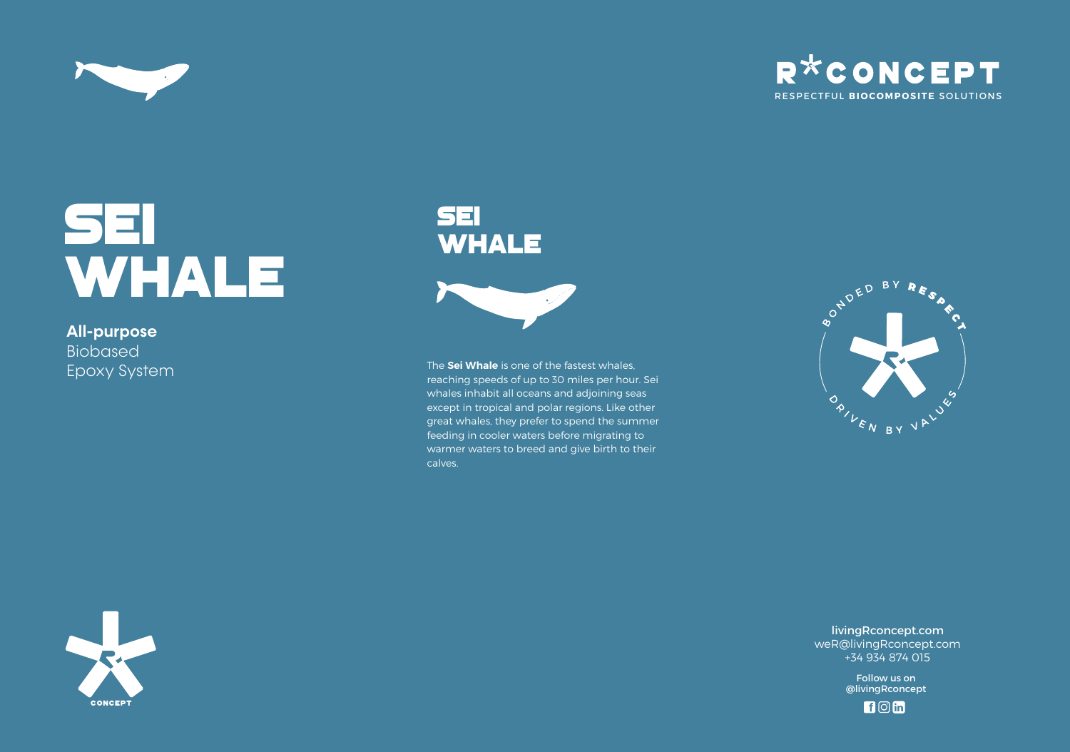R*CONCEPT

RESPECTFUL **BIOCOMPOSITE** SOLUTIONS

# SEI WHALE

**All-purpose**
Biobased
Epoxy System

## SEI WHALE

The **Sei Whale** is one of the fastest whales, reaching speeds of up to 30 miles per hour. Sei whales inhabit all oceans and adjoining seas except in tropical and polar regions. Like other great whales, they prefer to spend the summer feeding in cooler waters before migrating to warmer waters to breed and give birth to their calves.

BONDED BY RESPECT

DRIVEN BY VALUES

CONCEPT

livingRconcept.com
weR@livingRconcept.com
+34 934 874 015

Follow us on
@livingRconcept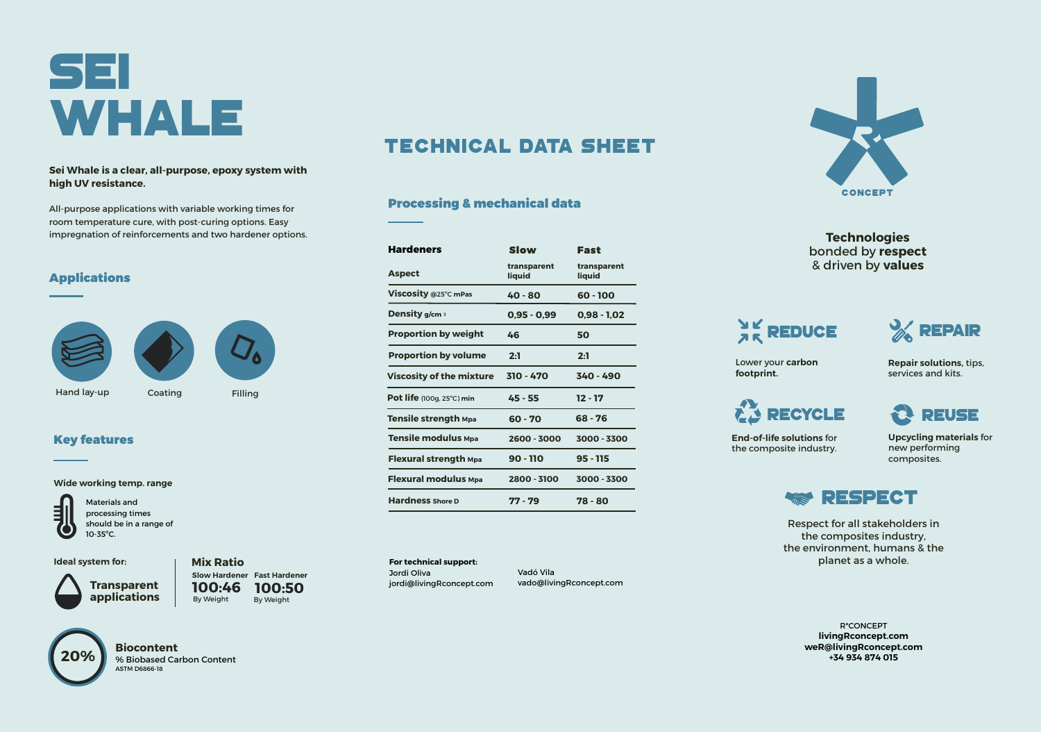# SEI WHALE

**Sei Whale is a clear, all-purpose, epoxy system with high UV resistance.**

All-purpose applications with variable working times for room temperature cure, with post-curing options. Easy impregnation of reinforcements and two hardener options.

## Applications

Hand lay-up

Coating

Filling

## Key features

**Wide working temp. range**

Materials and processing times should be in a range of 10-35°C.

**Ideal system for:**

**Transparent applications**

**Mix Ratio**

| Slow Hardener | Fast Hardener |
|---|---|
| **100:46** | **100:50** |
| By Weight | By Weight |

**20%**

**Biocontent**
% Biobased Carbon Content
ASTM D6866-18

# TECHNICAL DATA SHEET

## Processing & mechanical data

| Hardeners | Slow | Fast |
|---|---|---|
| Aspect | transparent liquid | transparent liquid |
| Viscosity @25°C mPas | 40 - 80 | 60 - 100 |
| Density g/cm³ | 0,95 - 0,99 | 0,98 - 1,02 |
| Proportion by weight | 46 | 50 |
| Proportion by volume | 2:1 | 2:1 |
| Viscosity of the mixture | 310 - 470 | 340 - 490 |
| Pot life (100g, 25°C) min | 45 - 55 | 12 - 17 |
| Tensile strength Mpa | 60 - 70 | 68 - 76 |
| Tensile modulus Mpa | 2600 - 3000 | 3000 - 3300 |
| Flexural strength Mpa | 90 - 110 | 95 - 115 |
| Flexural modulus Mpa | 2800 - 3100 | 3000 - 3300 |
| Hardness Shore D | 77 - 79 | 78 - 80 |

**For technical support:**

Jordi Oliva
jordi@livingRconcept.com

Vadó Vila
vado@livingRconcept.com

CONCEPT

**Technologies**
bonded by **respect**
& driven by **values**

## REDUCE

Lower your **carbon footprint.**

## REPAIR

**Repair solutions**, tips, services and kits.

## RECYCLE

**End-of-life solutions** for the composite industry.

## REUSE

**Upcycling materials** for new performing composites.

## RESPECT

Respect for all stakeholders in the composites industry, the environment, humans & the planet as a whole.

R*CONCEPT
**livingRconcept.com**
**weR@livingRconcept.com**
**+34 934 874 015**